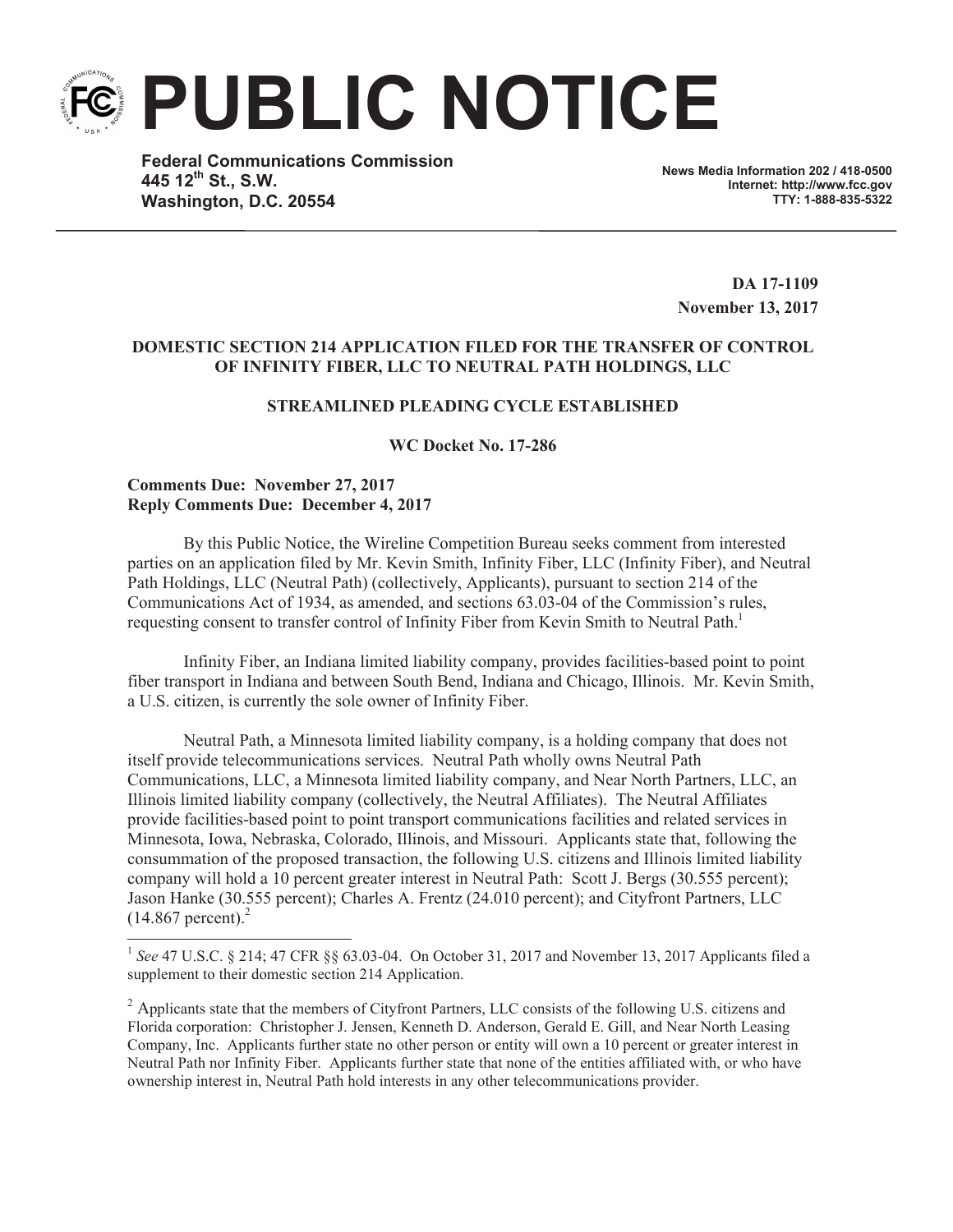# PUBLIC NOTICE

**Federal Communications Commission**
**445 12th St., S.W.**
**Washington, D.C. 20554**

**News Media Information 202 / 418-0500**
**Internet: http://www.fcc.gov**
**TTY: 1-888-835-5322**

**DA 17-1109**
**November 13, 2017**

**DOMESTIC SECTION 214 APPLICATION FILED FOR THE TRANSFER OF CONTROL OF INFINITY FIBER, LLC TO NEUTRAL PATH HOLDINGS, LLC**

**STREAMLINED PLEADING CYCLE ESTABLISHED**

**WC Docket No. 17-286**

**Comments Due: November 27, 2017**
**Reply Comments Due: December 4, 2017**

By this Public Notice, the Wireline Competition Bureau seeks comment from interested parties on an application filed by Mr. Kevin Smith, Infinity Fiber, LLC (Infinity Fiber), and Neutral Path Holdings, LLC (Neutral Path) (collectively, Applicants), pursuant to section 214 of the Communications Act of 1934, as amended, and sections 63.03-04 of the Commission's rules, requesting consent to transfer control of Infinity Fiber from Kevin Smith to Neutral Path.[1]

Infinity Fiber, an Indiana limited liability company, provides facilities-based point to point fiber transport in Indiana and between South Bend, Indiana and Chicago, Illinois. Mr. Kevin Smith, a U.S. citizen, is currently the sole owner of Infinity Fiber.

Neutral Path, a Minnesota limited liability company, is a holding company that does not itself provide telecommunications services. Neutral Path wholly owns Neutral Path Communications, LLC, a Minnesota limited liability company, and Near North Partners, LLC, an Illinois limited liability company (collectively, the Neutral Affiliates). The Neutral Affiliates provide facilities-based point to point transport communications facilities and related services in Minnesota, Iowa, Nebraska, Colorado, Illinois, and Missouri. Applicants state that, following the consummation of the proposed transaction, the following U.S. citizens and Illinois limited liability company will hold a 10 percent greater interest in Neutral Path: Scott J. Bergs (30.555 percent); Jason Hanke (30.555 percent); Charles A. Frentz (24.010 percent); and Cityfront Partners, LLC (14.867 percent).[2]

---

[1] *See* 47 U.S.C. § 214; 47 CFR §§ 63.03-04. On October 31, 2017 and November 13, 2017 Applicants filed a supplement to their domestic section 214 Application.

[2] Applicants state that the members of Cityfront Partners, LLC consists of the following U.S. citizens and Florida corporation: Christopher J. Jensen, Kenneth D. Anderson, Gerald E. Gill, and Near North Leasing Company, Inc. Applicants further state no other person or entity will own a 10 percent or greater interest in Neutral Path nor Infinity Fiber. Applicants further state that none of the entities affiliated with, or who have ownership interest in, Neutral Path hold interests in any other telecommunications provider.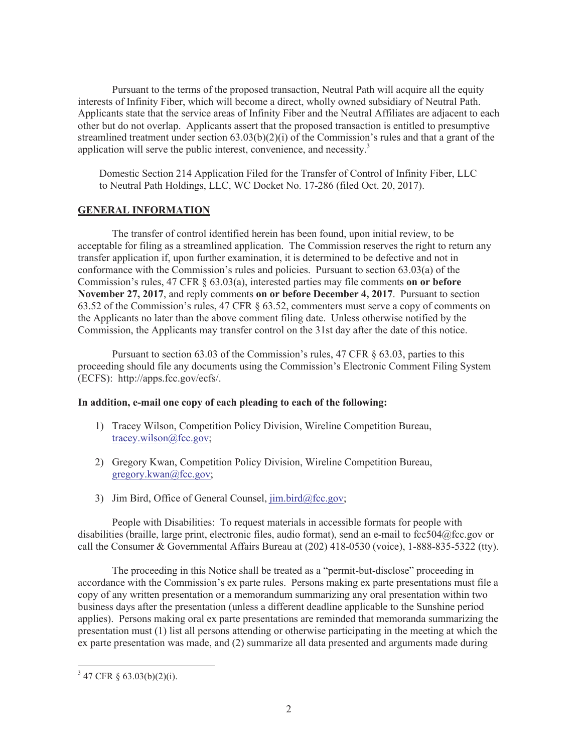Pursuant to the terms of the proposed transaction, Neutral Path will acquire all the equity interests of Infinity Fiber, which will become a direct, wholly owned subsidiary of Neutral Path. Applicants state that the service areas of Infinity Fiber and the Neutral Affiliates are adjacent to each other but do not overlap. Applicants assert that the proposed transaction is entitled to presumptive streamlined treatment under section 63.03(b)(2)(i) of the Commission's rules and that a grant of the application will serve the public interest, convenience, and necessity.[3]

Domestic Section 214 Application Filed for the Transfer of Control of Infinity Fiber, LLC to Neutral Path Holdings, LLC, WC Docket No. 17-286 (filed Oct. 20, 2017).

## GENERAL INFORMATION

The transfer of control identified herein has been found, upon initial review, to be acceptable for filing as a streamlined application. The Commission reserves the right to return any transfer application if, upon further examination, it is determined to be defective and not in conformance with the Commission's rules and policies. Pursuant to section 63.03(a) of the Commission's rules, 47 CFR § 63.03(a), interested parties may file comments **on or before November 27, 2017**, and reply comments **on or before December 4, 2017**. Pursuant to section 63.52 of the Commission's rules, 47 CFR § 63.52, commenters must serve a copy of comments on the Applicants no later than the above comment filing date. Unless otherwise notified by the Commission, the Applicants may transfer control on the 31st day after the date of this notice.

Pursuant to section 63.03 of the Commission's rules, 47 CFR § 63.03, parties to this proceeding should file any documents using the Commission's Electronic Comment Filing System (ECFS): http://apps.fcc.gov/ecfs/.

**In addition, e-mail one copy of each pleading to each of the following:**

1) Tracey Wilson, Competition Policy Division, Wireline Competition Bureau, tracey.wilson@fcc.gov;

2) Gregory Kwan, Competition Policy Division, Wireline Competition Bureau, gregory.kwan@fcc.gov;

3) Jim Bird, Office of General Counsel, jim.bird@fcc.gov;

People with Disabilities: To request materials in accessible formats for people with disabilities (braille, large print, electronic files, audio format), send an e-mail to fcc504@fcc.gov or call the Consumer & Governmental Affairs Bureau at (202) 418-0530 (voice), 1-888-835-5322 (tty).

The proceeding in this Notice shall be treated as a "permit-but-disclose" proceeding in accordance with the Commission's ex parte rules. Persons making ex parte presentations must file a copy of any written presentation or a memorandum summarizing any oral presentation within two business days after the presentation (unless a different deadline applicable to the Sunshine period applies). Persons making oral ex parte presentations are reminded that memoranda summarizing the presentation must (1) list all persons attending or otherwise participating in the meeting at which the ex parte presentation was made, and (2) summarize all data presented and arguments made during

[3] 47 CFR § 63.03(b)(2)(i).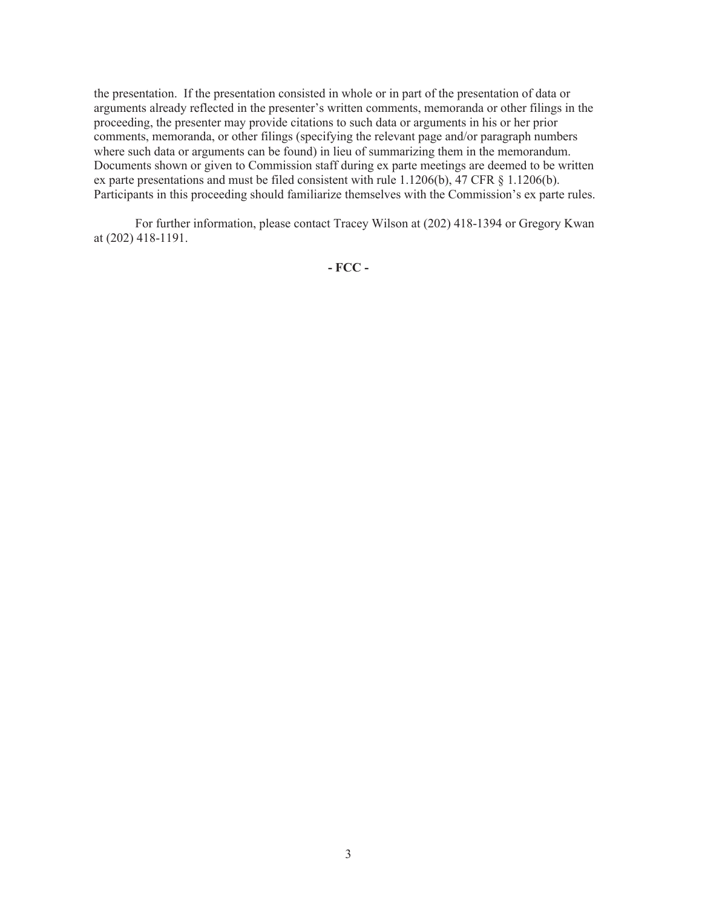the presentation. If the presentation consisted in whole or in part of the presentation of data or arguments already reflected in the presenter's written comments, memoranda or other filings in the proceeding, the presenter may provide citations to such data or arguments in his or her prior comments, memoranda, or other filings (specifying the relevant page and/or paragraph numbers where such data or arguments can be found) in lieu of summarizing them in the memorandum. Documents shown or given to Commission staff during ex parte meetings are deemed to be written ex parte presentations and must be filed consistent with rule 1.1206(b), 47 CFR § 1.1206(b). Participants in this proceeding should familiarize themselves with the Commission's ex parte rules.

For further information, please contact Tracey Wilson at (202) 418-1394 or Gregory Kwan at (202) 418-1191.

**- FCC -**